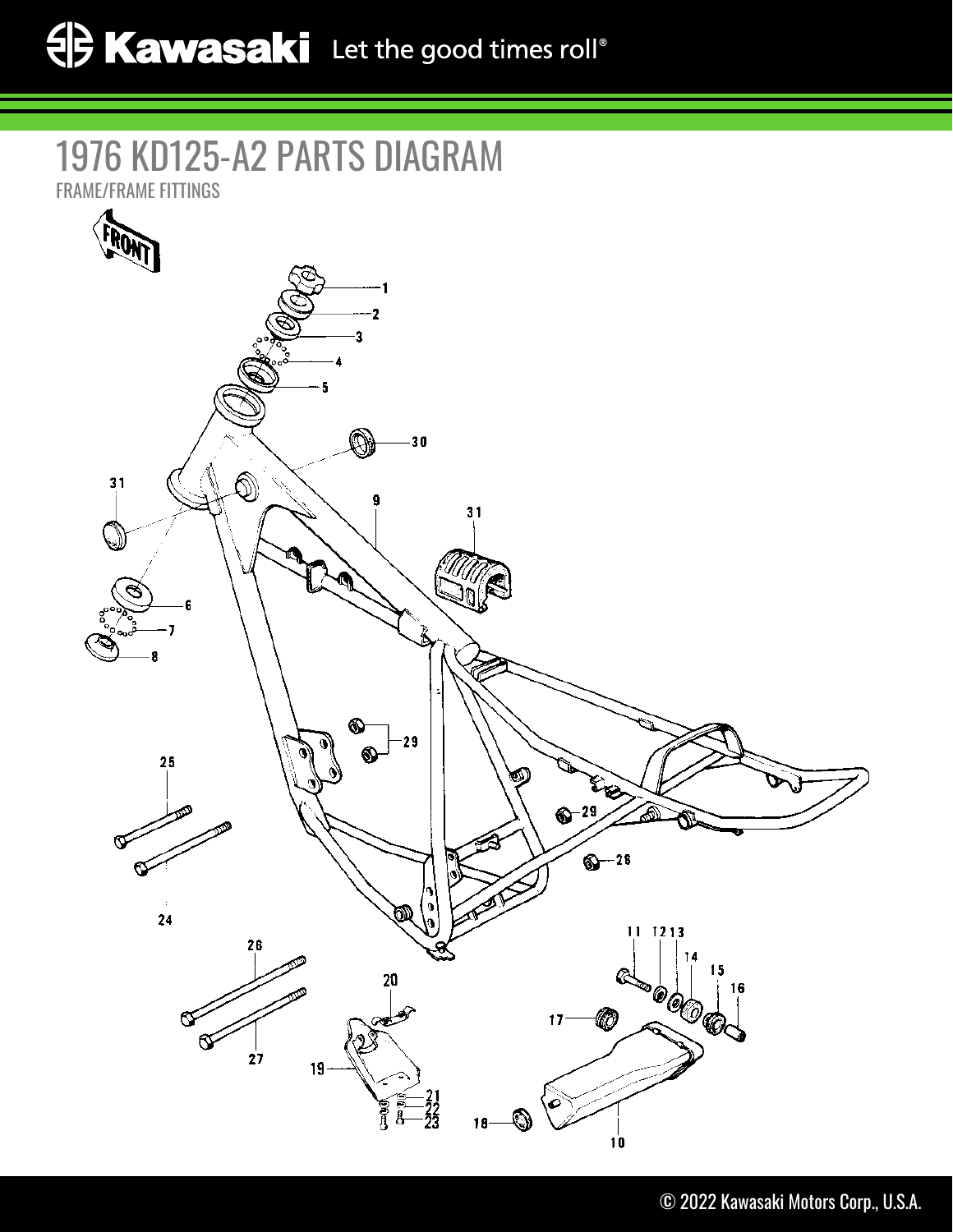# 1976 KD125-A2 PARTS DIAGRAM

FRAME/FRAME FITTINGS

FRONT

1
2
3
4
5
30
31
9
31
6
7
8
29
25
29
28
24
26
20
11 12 13
14
15
16
17
27
19
21
22
23
18
10

© 2022 Kawasaki Motors Corp., U.S.A.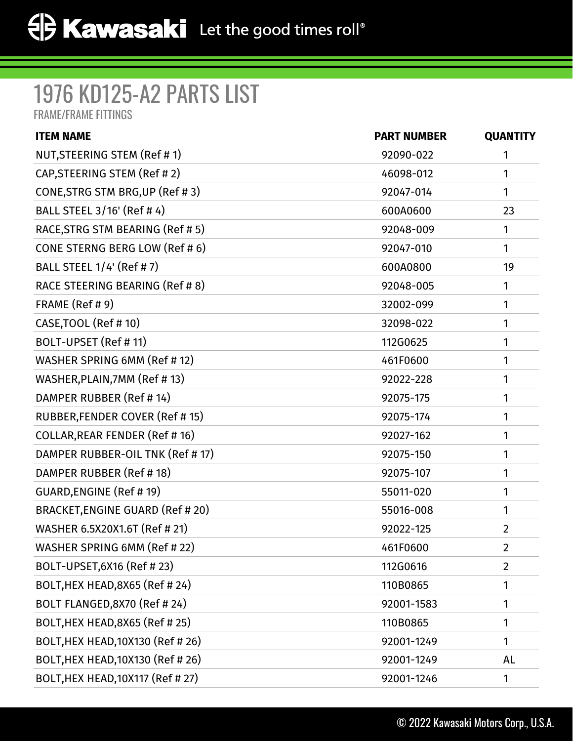# 1976 KD125-A2 PARTS LIST

FRAME/FRAME FITTINGS

| ITEM NAME | PART NUMBER | QUANTITY |
| --- | --- | --- |
| NUT,STEERING STEM (Ref # 1) | 92090-022 | 1 |
| CAP,STEERING STEM (Ref # 2) | 46098-012 | 1 |
| CONE,STRG STM BRG,UP (Ref # 3) | 92047-014 | 1 |
| BALL STEEL 3/16' (Ref # 4) | 600A0600 | 23 |
| RACE,STRG STM BEARING (Ref # 5) | 92048-009 | 1 |
| CONE STERNG BERG LOW (Ref # 6) | 92047-010 | 1 |
| BALL STEEL 1/4' (Ref # 7) | 600A0800 | 19 |
| RACE STEERING BEARING (Ref # 8) | 92048-005 | 1 |
| FRAME (Ref # 9) | 32002-099 | 1 |
| CASE,TOOL (Ref # 10) | 32098-022 | 1 |
| BOLT-UPSET (Ref # 11) | 112G0625 | 1 |
| WASHER SPRING 6MM (Ref # 12) | 461F0600 | 1 |
| WASHER,PLAIN,7MM (Ref # 13) | 92022-228 | 1 |
| DAMPER RUBBER (Ref # 14) | 92075-175 | 1 |
| RUBBER,FENDER COVER (Ref # 15) | 92075-174 | 1 |
| COLLAR,REAR FENDER (Ref # 16) | 92027-162 | 1 |
| DAMPER RUBBER-OIL TNK (Ref # 17) | 92075-150 | 1 |
| DAMPER RUBBER (Ref # 18) | 92075-107 | 1 |
| GUARD,ENGINE (Ref # 19) | 55011-020 | 1 |
| BRACKET,ENGINE GUARD (Ref # 20) | 55016-008 | 1 |
| WASHER 6.5X20X1.6T (Ref # 21) | 92022-125 | 2 |
| WASHER SPRING 6MM (Ref # 22) | 461F0600 | 2 |
| BOLT-UPSET,6X16 (Ref # 23) | 112G0616 | 2 |
| BOLT,HEX HEAD,8X65 (Ref # 24) | 110B0865 | 1 |
| BOLT FLANGED,8X70 (Ref # 24) | 92001-1583 | 1 |
| BOLT,HEX HEAD,8X65 (Ref # 25) | 110B0865 | 1 |
| BOLT,HEX HEAD,10X130 (Ref # 26) | 92001-1249 | 1 |
| BOLT,HEX HEAD,10X130 (Ref # 26) | 92001-1249 | AL |
| BOLT,HEX HEAD,10X117 (Ref # 27) | 92001-1246 | 1 |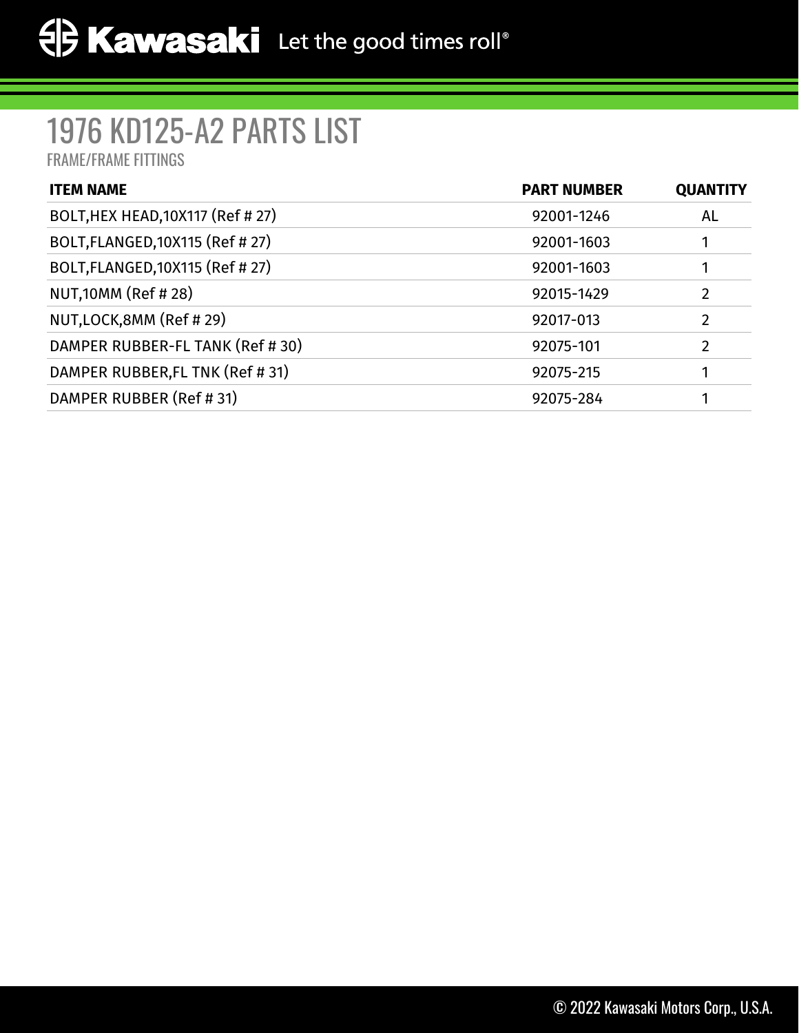# 1976 KD125-A2 PARTS LIST

FRAME/FRAME FITTINGS

| ITEM NAME | PART NUMBER | QUANTITY |
|---|---|---|
| BOLT,HEX HEAD,10X117 (Ref # 27) | 92001-1246 | AL |
| BOLT,FLANGED,10X115 (Ref # 27) | 92001-1603 | 1 |
| BOLT,FLANGED,10X115 (Ref # 27) | 92001-1603 | 1 |
| NUT,10MM (Ref # 28) | 92015-1429 | 2 |
| NUT,LOCK,8MM (Ref # 29) | 92017-013 | 2 |
| DAMPER RUBBER-FL TANK (Ref # 30) | 92075-101 | 2 |
| DAMPER RUBBER,FL TNK (Ref # 31) | 92075-215 | 1 |
| DAMPER RUBBER (Ref # 31) | 92075-284 | 1 |